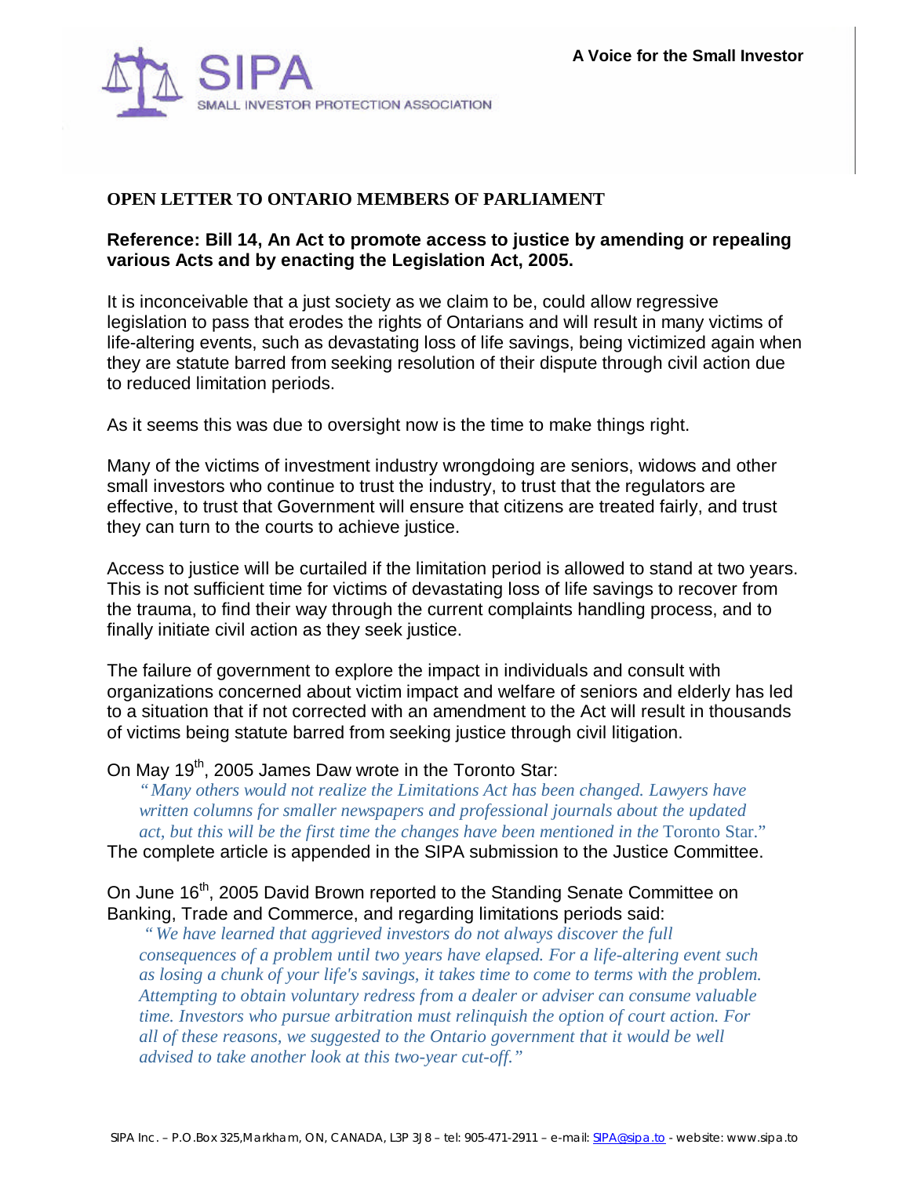**SIPA**
SMALL INVESTOR PROTECTION ASSOCIATION

**A Voice for the Small Investor**

## OPEN LETTER TO ONTARIO MEMBERS OF PARLIAMENT

**Reference: Bill 14, An Act to promote access to justice by amending or repealing various Acts and by enacting the Legislation Act, 2005.**

It is inconceivable that a just society as we claim to be, could allow regressive legislation to pass that erodes the rights of Ontarians and will result in many victims of life-altering events, such as devastating loss of life savings, being victimized again when they are statute barred from seeking resolution of their dispute through civil action due to reduced limitation periods.

As it seems this was due to oversight now is the time to make things right.

Many of the victims of investment industry wrongdoing are seniors, widows and other small investors who continue to trust the industry, to trust that the regulators are effective, to trust that Government will ensure that citizens are treated fairly, and trust they can turn to the courts to achieve justice.

Access to justice will be curtailed if the limitation period is allowed to stand at two years. This is not sufficient time for victims of devastating loss of life savings to recover from the trauma, to find their way through the current complaints handling process, and to finally initiate civil action as they seek justice.

The failure of government to explore the impact in individuals and consult with organizations concerned about victim impact and welfare of seniors and elderly has led to a situation that if not corrected with an amendment to the Act will result in thousands of victims being statute barred from seeking justice through civil litigation.

On May 19th, 2005 James Daw wrote in the Toronto Star:

> *"Many others would not realize the Limitations Act has been changed. Lawyers have written columns for smaller newspapers and professional journals about the updated act, but this will be the first time the changes have been mentioned in the* Toronto Star."

The complete article is appended in the SIPA submission to the Justice Committee.

On June 16th, 2005 David Brown reported to the Standing Senate Committee on Banking, Trade and Commerce, and regarding limitations periods said:

> *"We have learned that aggrieved investors do not always discover the full consequences of a problem until two years have elapsed. For a life-altering event such as losing a chunk of your life's savings, it takes time to come to terms with the problem. Attempting to obtain voluntary redress from a dealer or adviser can consume valuable time. Investors who pursue arbitration must relinquish the option of court action. For all of these reasons, we suggested to the Ontario government that it would be well advised to take another look at this two-year cut-off."*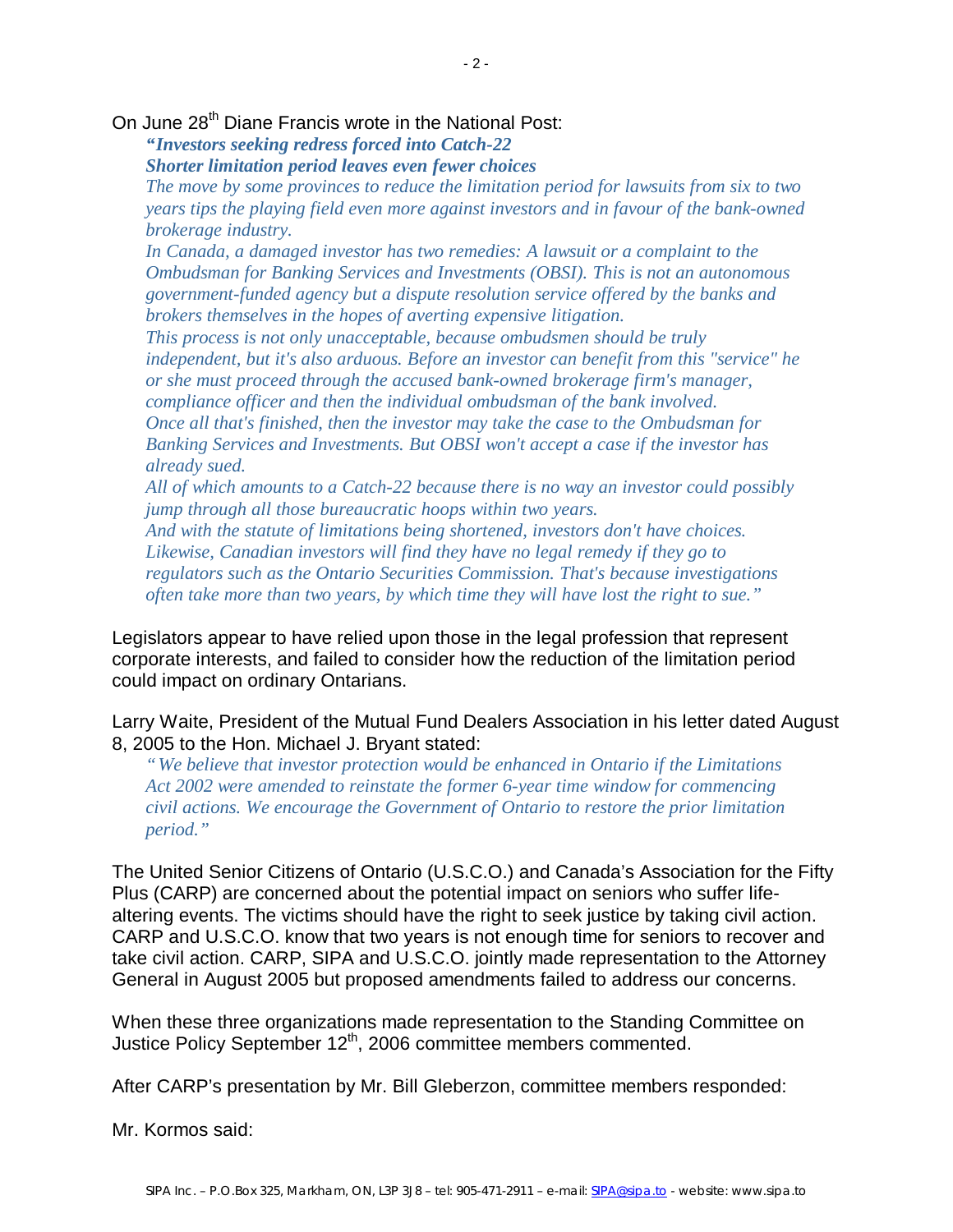On June 28th Diane Francis wrote in the National Post:

> ***"Investors seeking redress forced into Catch-22***
> ***Shorter limitation period leaves even fewer choices***
> *The move by some provinces to reduce the limitation period for lawsuits from six to two years tips the playing field even more against investors and in favour of the bank-owned brokerage industry.*
> *In Canada, a damaged investor has two remedies: A lawsuit or a complaint to the Ombudsman for Banking Services and Investments (OBSI). This is not an autonomous government-funded agency but a dispute resolution service offered by the banks and brokers themselves in the hopes of averting expensive litigation.*
> *This process is not only unacceptable, because ombudsmen should be truly independent, but it's also arduous. Before an investor can benefit from this "service" he or she must proceed through the accused bank-owned brokerage firm's manager, compliance officer and then the individual ombudsman of the bank involved.*
> *Once all that's finished, then the investor may take the case to the Ombudsman for Banking Services and Investments. But OBSI won't accept a case if the investor has already sued.*
> *All of which amounts to a Catch-22 because there is no way an investor could possibly jump through all those bureaucratic hoops within two years.*
> *And with the statute of limitations being shortened, investors don't have choices. Likewise, Canadian investors will find they have no legal remedy if they go to regulators such as the Ontario Securities Commission. That's because investigations often take more than two years, by which time they will have lost the right to sue."*

Legislators appear to have relied upon those in the legal profession that represent corporate interests, and failed to consider how the reduction of the limitation period could impact on ordinary Ontarians.

Larry Waite, President of the Mutual Fund Dealers Association in his letter dated August 8, 2005 to the Hon. Michael J. Bryant stated:

> *" We believe that investor protection would be enhanced in Ontario if the Limitations Act 2002 were amended to reinstate the former 6-year time window for commencing civil actions. We encourage the Government of Ontario to restore the prior limitation period."*

The United Senior Citizens of Ontario (U.S.C.O.) and Canada's Association for the Fifty Plus (CARP) are concerned about the potential impact on seniors who suffer life-altering events. The victims should have the right to seek justice by taking civil action. CARP and U.S.C.O. know that two years is not enough time for seniors to recover and take civil action. CARP, SIPA and U.S.C.O. jointly made representation to the Attorney General in August 2005 but proposed amendments failed to address our concerns.

When these three organizations made representation to the Standing Committee on Justice Policy September 12th, 2006 committee members commented.

After CARP's presentation by Mr. Bill Gleberzon, committee members responded:

Mr. Kormos said: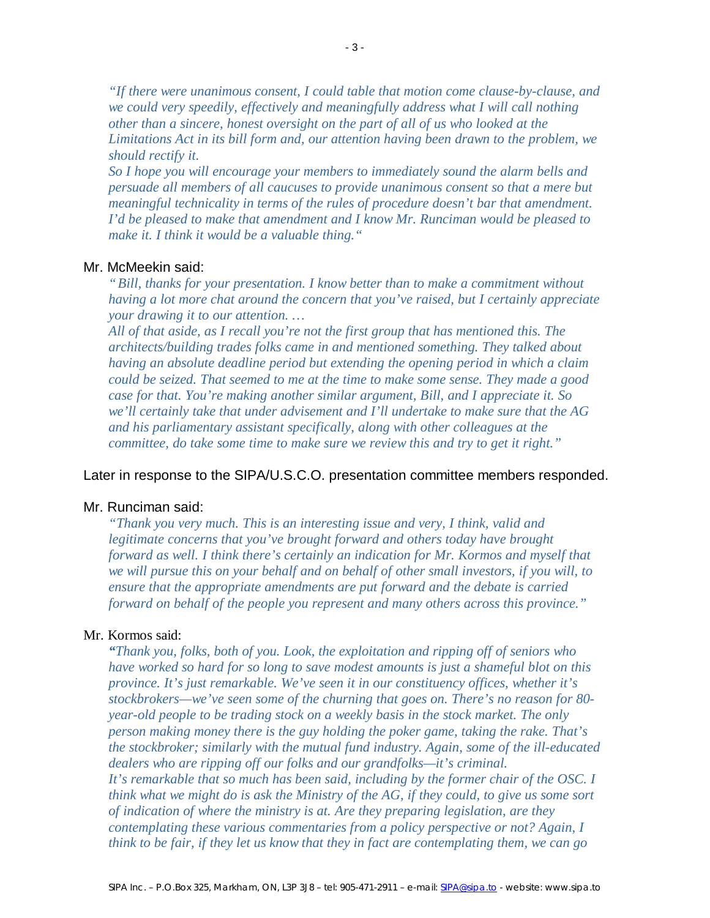*"If there were unanimous consent, I could table that motion come clause-by-clause, and we could very speedily, effectively and meaningfully address what I will call nothing other than a sincere, honest oversight on the part of all of us who looked at the Limitations Act in its bill form and, our attention having been drawn to the problem, we should rectify it.*
*So I hope you will encourage your members to immediately sound the alarm bells and persuade all members of all caucuses to provide unanimous consent so that a mere but meaningful technicality in terms of the rules of procedure doesn't bar that amendment. I'd be pleased to make that amendment and I know Mr. Runciman would be pleased to make it. I think it would be a valuable thing."*

Mr. McMeekin said:

*" Bill, thanks for your presentation. I know better than to make a commitment without having a lot more chat around the concern that you've raised, but I certainly appreciate your drawing it to our attention. …*
*All of that aside, as I recall you're not the first group that has mentioned this. The architects/building trades folks came in and mentioned something. They talked about having an absolute deadline period but extending the opening period in which a claim could be seized. That seemed to me at the time to make some sense. They made a good case for that. You're making another similar argument, Bill, and I appreciate it. So we'll certainly take that under advisement and I'll undertake to make sure that the AG and his parliamentary assistant specifically, along with other colleagues at the committee, do take some time to make sure we review this and try to get it right."*

Later in response to the SIPA/U.S.C.O. presentation committee members responded.

Mr. Runciman said:

*"Thank you very much. This is an interesting issue and very, I think, valid and legitimate concerns that you've brought forward and others today have brought forward as well. I think there's certainly an indication for Mr. Kormos and myself that we will pursue this on your behalf and on behalf of other small investors, if you will, to ensure that the appropriate amendments are put forward and the debate is carried forward on behalf of the people you represent and many others across this province."*

Mr. Kormos said:

*"Thank you, folks, both of you. Look, the exploitation and ripping off of seniors who have worked so hard for so long to save modest amounts is just a shameful blot on this province. It's just remarkable. We've seen it in our constituency offices, whether it's stockbrokers—we've seen some of the churning that goes on. There's no reason for 80-year-old people to be trading stock on a weekly basis in the stock market. The only person making money there is the guy holding the poker game, taking the rake. That's the stockbroker; similarly with the mutual fund industry. Again, some of the ill-educated dealers who are ripping off our folks and our grandfolks—it's criminal.*
*It's remarkable that so much has been said, including by the former chair of the OSC. I think what we might do is ask the Ministry of the AG, if they could, to give us some sort of indication of where the ministry is at. Are they preparing legislation, are they contemplating these various commentaries from a policy perspective or not? Again, I think to be fair, if they let us know that they in fact are contemplating them, we can go*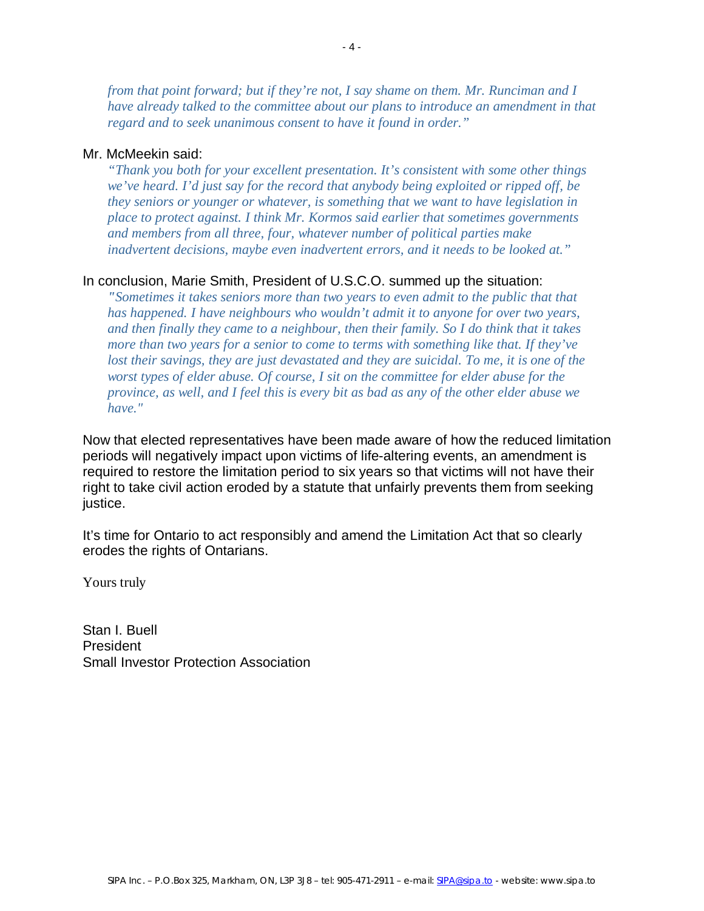*from that point forward; but if they're not, I say shame on them. Mr. Runciman and I have already talked to the committee about our plans to introduce an amendment in that regard and to seek unanimous consent to have it found in order."*

Mr. McMeekin said:

*"Thank you both for your excellent presentation. It's consistent with some other things we've heard. I'd just say for the record that anybody being exploited or ripped off, be they seniors or younger or whatever, is something that we want to have legislation in place to protect against. I think Mr. Kormos said earlier that sometimes governments and members from all three, four, whatever number of political parties make inadvertent decisions, maybe even inadvertent errors, and it needs to be looked at."*

In conclusion, Marie Smith, President of U.S.C.O. summed up the situation:

*"Sometimes it takes seniors more than two years to even admit to the public that that has happened. I have neighbours who wouldn't admit it to anyone for over two years, and then finally they came to a neighbour, then their family. So I do think that it takes more than two years for a senior to come to terms with something like that. If they've lost their savings, they are just devastated and they are suicidal. To me, it is one of the worst types of elder abuse. Of course, I sit on the committee for elder abuse for the province, as well, and I feel this is every bit as bad as any of the other elder abuse we have."*

Now that elected representatives have been made aware of how the reduced limitation periods will negatively impact upon victims of life-altering events, an amendment is required to restore the limitation period to six years so that victims will not have their right to take civil action eroded by a statute that unfairly prevents them from seeking justice.

It's time for Ontario to act responsibly and amend the Limitation Act that so clearly erodes the rights of Ontarians.

Yours truly

Stan I. Buell
President
Small Investor Protection Association

SIPA Inc. – P.O.Box 325, Markham, ON, L3P 3J8 – tel: 905-471-2911 – e-mail: SIPA@sipa.to - website: www.sipa.to